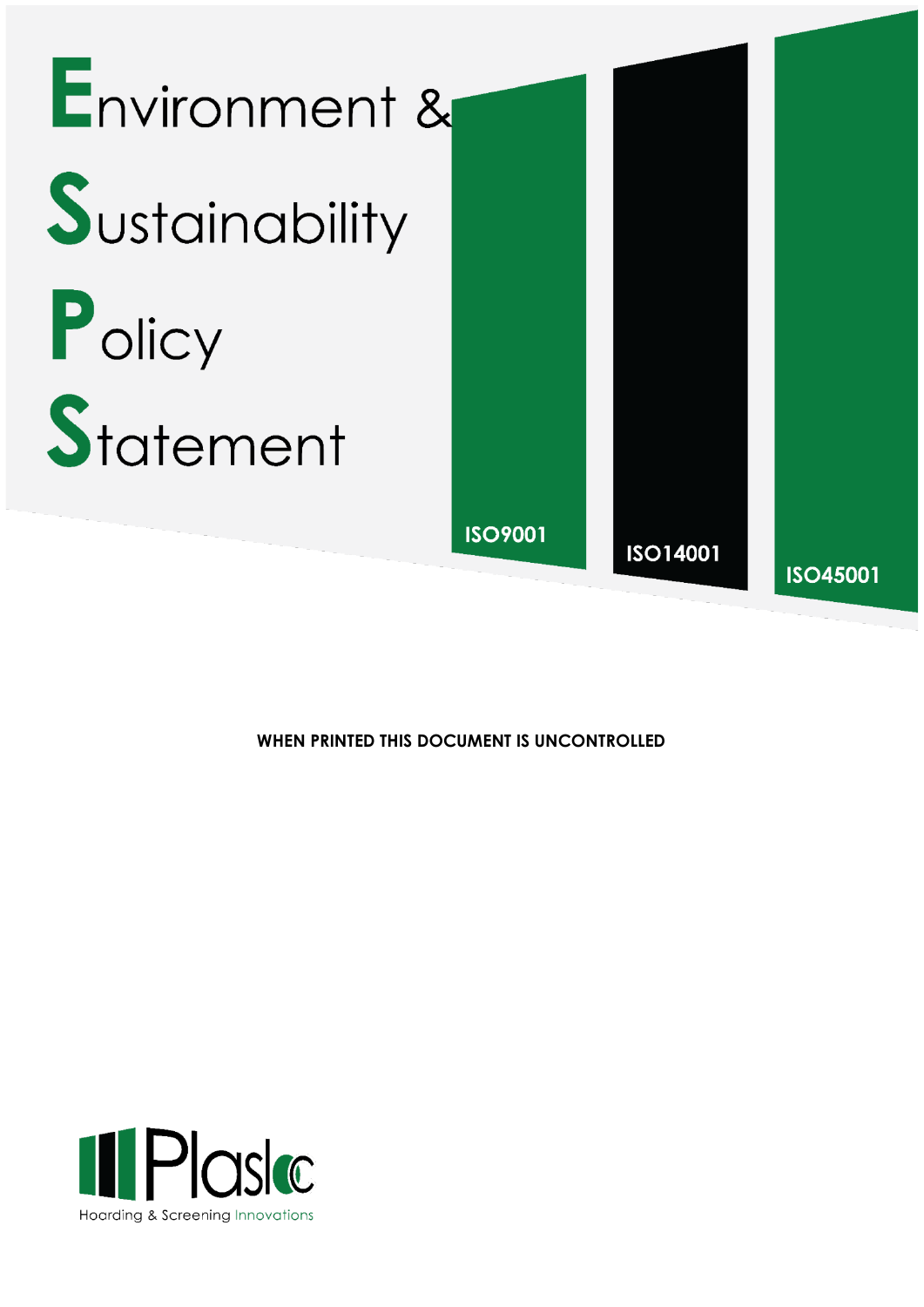# Environment & Sustainability Policy Statement

ISO9001

ISO14001

ISO45001

**WHEN PRINTED THIS DOCUMENT IS UNCONTROLLED**

Plasloc

Hoarding & Screening Innovations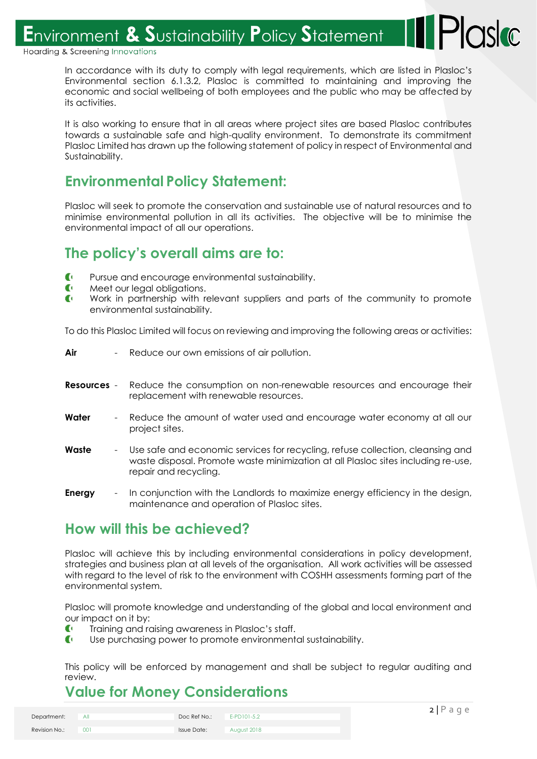In accordance with its duty to comply with legal requirements, which are listed in Plasloc's Environmental section 6.1.3.2, Plasloc is committed to maintaining and improving the economic and social wellbeing of both employees and the public who may be affected by its activities.

It is also working to ensure that in all areas where project sites are based Plasloc contributes towards a sustainable safe and high-quality environment. To demonstrate its commitment Plasloc Limited has drawn up the following statement of policy in respect of Environmental and Sustainability.

## Environmental Policy Statement:

Plasloc will seek to promote the conservation and sustainable use of natural resources and to minimise environmental pollution in all its activities. The objective will be to minimise the environmental impact of all our operations.

## The policy's overall aims are to:

- Pursue and encourage environmental sustainability.
- Meet our legal obligations.
- Work in partnership with relevant suppliers and parts of the community to promote environmental sustainability.

To do this Plasloc Limited will focus on reviewing and improving the following areas or activities:

**Air** - Reduce our own emissions of air pollution.

**Resources** - Reduce the consumption on non-renewable resources and encourage their replacement with renewable resources.

**Water** - Reduce the amount of water used and encourage water economy at all our project sites.

**Waste** - Use safe and economic services for recycling, refuse collection, cleansing and waste disposal. Promote waste minimization at all Plasloc sites including re-use, repair and recycling.

**Energy** - In conjunction with the Landlords to maximize energy efficiency in the design, maintenance and operation of Plasloc sites.

## How will this be achieved?

Plasloc will achieve this by including environmental considerations in policy development, strategies and business plan at all levels of the organisation. All work activities will be assessed with regard to the level of risk to the environment with COSHH assessments forming part of the environmental system.

Plasloc will promote knowledge and understanding of the global and local environment and our impact on it by:

- Training and raising awareness in Plasloc's staff.
- Use purchasing power to promote environmental sustainability.

This policy will be enforced by management and shall be subject to regular auditing and review.

## Value for Money Considerations

| Department: | All | Doc Ref No.: | E-PD101-5.2 |
|---|---|---|---|
| Revision No.: | 001 | Issue Date: | August 2018 |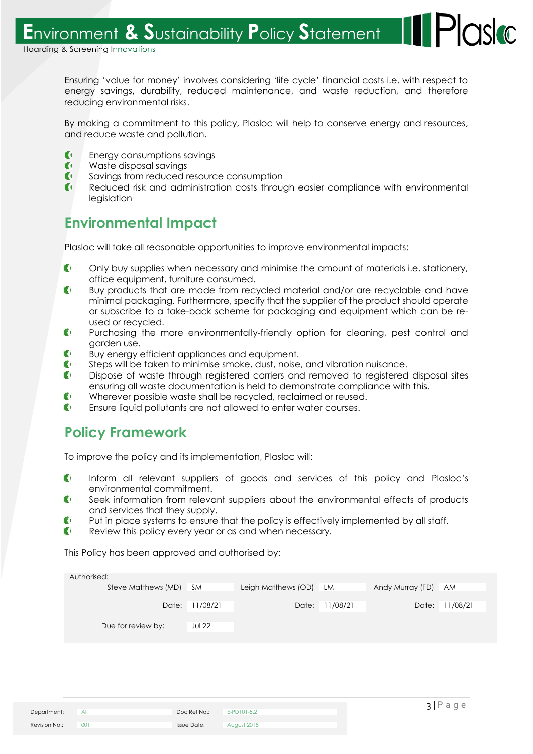Ensuring 'value for money' involves considering 'life cycle' financial costs i.e. with respect to energy savings, durability, reduced maintenance, and waste reduction, and therefore reducing environmental risks.

By making a commitment to this policy, Plasloc will help to conserve energy and resources, and reduce waste and pollution.

- Energy consumptions savings
- Waste disposal savings
- Savings from reduced resource consumption
- Reduced risk and administration costs through easier compliance with environmental legislation

## Environmental Impact

Plasloc will take all reasonable opportunities to improve environmental impacts:

- Only buy supplies when necessary and minimise the amount of materials i.e. stationery, office equipment, furniture consumed.
- Buy products that are made from recycled material and/or are recyclable and have minimal packaging. Furthermore, specify that the supplier of the product should operate or subscribe to a take-back scheme for packaging and equipment which can be re-used or recycled.
- Purchasing the more environmentally-friendly option for cleaning, pest control and garden use.
- Buy energy efficient appliances and equipment.
- Steps will be taken to minimise smoke, dust, noise, and vibration nuisance.
- Dispose of waste through registered carriers and removed to registered disposal sites ensuring all waste documentation is held to demonstrate compliance with this.
- Wherever possible waste shall be recycled, reclaimed or reused.
- Ensure liquid pollutants are not allowed to enter water courses.

## Policy Framework

To improve the policy and its implementation, Plasloc will:

- Inform all relevant suppliers of goods and services of this policy and Plasloc's environmental commitment.
- Seek information from relevant suppliers about the environmental effects of products and services that they supply.
- Put in place systems to ensure that the policy is effectively implemented by all staff.
- Review this policy every year or as and when necessary.

This Policy has been approved and authorised by:

| | | | | | |
|---|---|---|---|---|---|
| Authorised: | | | | | |
| Steve Matthews (MD) | SM | Leigh Matthews (OD) | LM | Andy Murray (FD) | AM |
| Date: | 11/08/21 | Date: | 11/08/21 | Date: | 11/08/21 |
| Due for review by: | Jul 22 | | | | |

| | | | |
|---|---|---|---|
| Department: | All | Doc Ref No.: | E-PD101-5.2 |
| Revision No.: | 001 | Issue Date: | August 2018 |